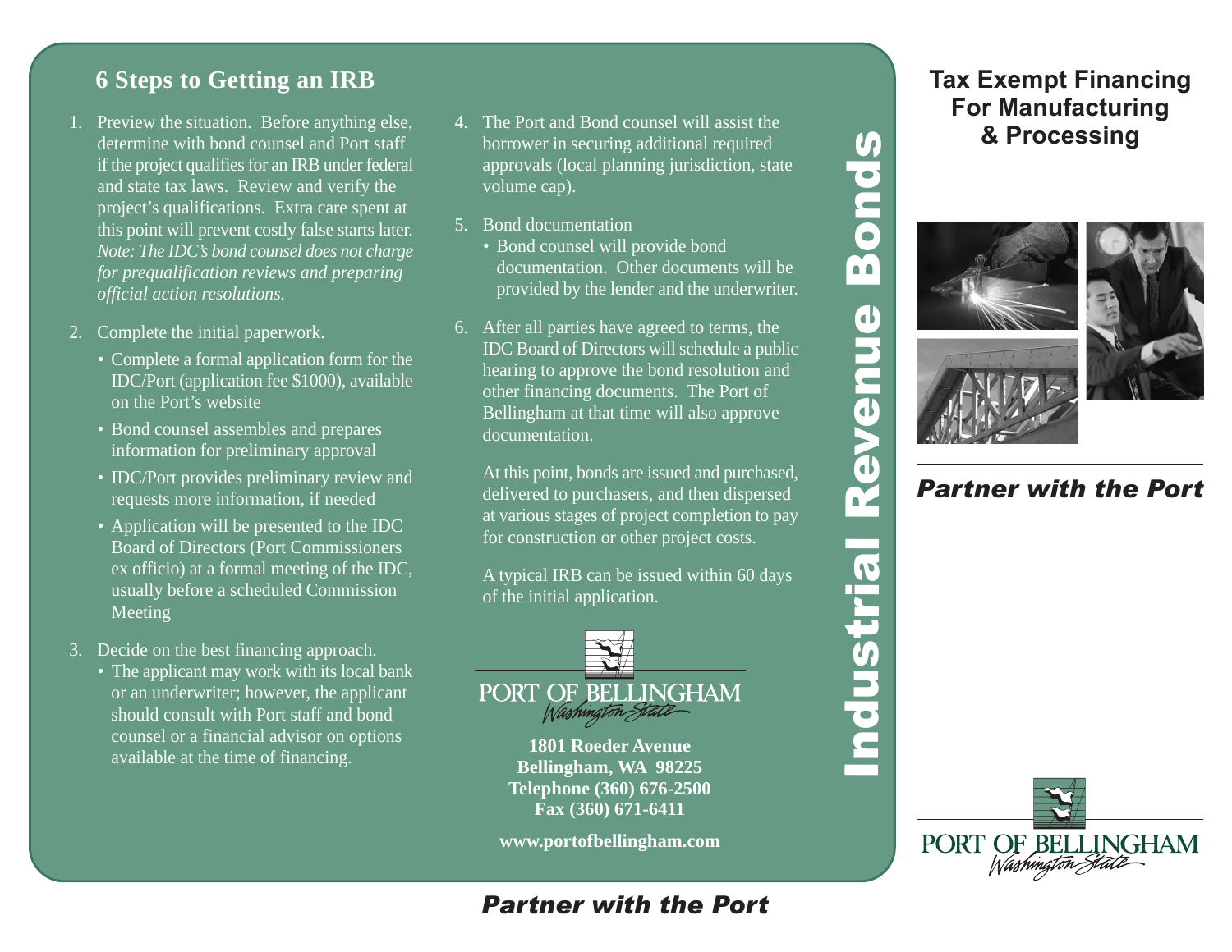## 6 Steps to Getting an IRB

1. Preview the situation. Before anything else, determine with bond counsel and Port staff if the project qualifies for an IRB under federal and state tax laws. Review and verify the project's qualifications. Extra care spent at this point will prevent costly false starts later. *Note: The IDC's bond counsel does not charge for prequalification reviews and preparing official action resolutions.*

2. Complete the initial paperwork.
   - Complete a formal application form for the IDC/Port (application fee $1000), available on the Port's website
   - Bond counsel assembles and prepares information for preliminary approval
   - IDC/Port provides preliminary review and requests more information, if needed
   - Application will be presented to the IDC Board of Directors (Port Commissioners ex officio) at a formal meeting of the IDC, usually before a scheduled Commission Meeting

3. Decide on the best financing approach.
   - The applicant may work with its local bank or an underwriter; however, the applicant should consult with Port staff and bond counsel or a financial advisor on options available at the time of financing.

4. The Port and Bond counsel will assist the borrower in securing additional required approvals (local planning jurisdiction, state volume cap).

5. Bond documentation
   - Bond counsel will provide bond documentation. Other documents will be provided by the lender and the underwriter.

6. After all parties have agreed to terms, the IDC Board of Directors will schedule a public hearing to approve the bond resolution and other financing documents. The Port of Bellingham at that time will also approve documentation.

   At this point, bonds are issued and purchased, delivered to purchasers, and then dispersed at various stages of project completion to pay for construction or other project costs.

   A typical IRB can be issued within 60 days of the initial application.

PORT OF BELLINGHAM
*Washington State*

**1801 Roeder Avenue**
**Bellingham, WA 98225**
**Telephone (360) 676-2500**
**Fax (360) 671-6411**

**www.portofbellingham.com**

***Partner with the Port***

# Industrial Revenue Bonds

## Tax Exempt Financing For Manufacturing & Processing

***Partner with the Port***

PORT OF BELLINGHAM
*Washington State*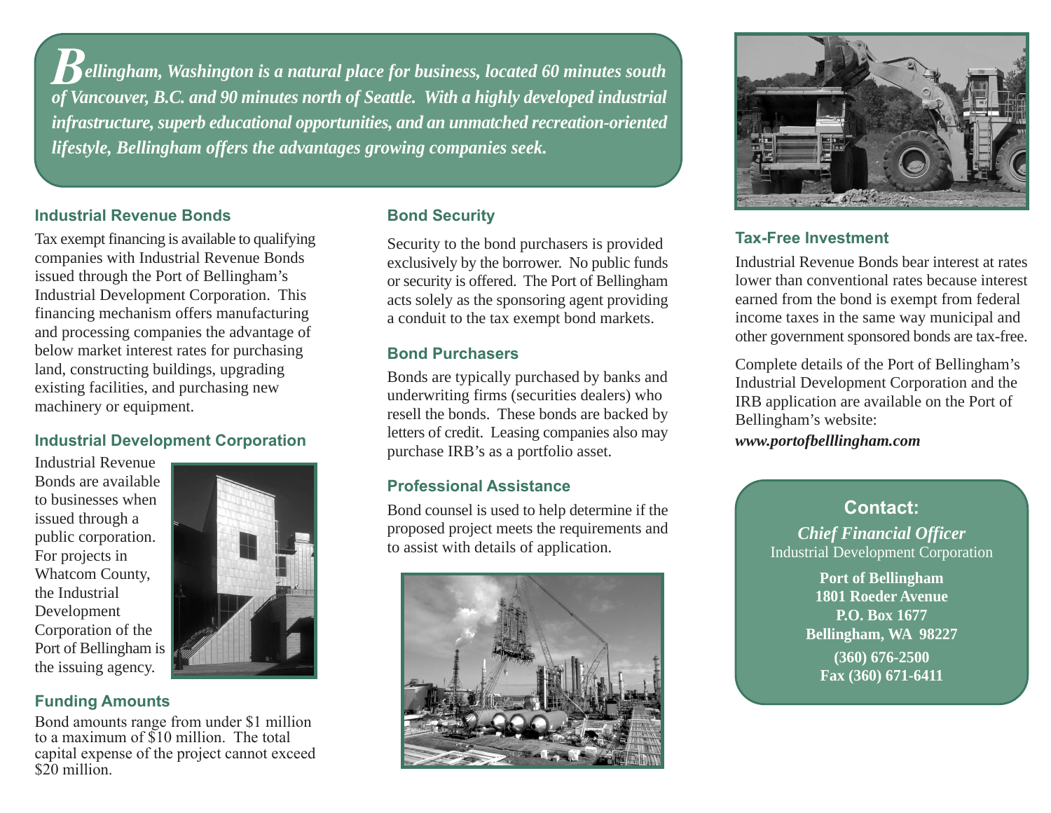***Bellingham, Washington is a natural place for business, located 60 minutes south of Vancouver, B.C. and 90 minutes north of Seattle. With a highly developed industrial infrastructure, superb educational opportunities, and an unmatched recreation-oriented lifestyle, Bellingham offers the advantages growing companies seek.***

### Industrial Revenue Bonds

Tax exempt financing is available to qualifying companies with Industrial Revenue Bonds issued through the Port of Bellingham's Industrial Development Corporation. This financing mechanism offers manufacturing and processing companies the advantage of below market interest rates for purchasing land, constructing buildings, upgrading existing facilities, and purchasing new machinery or equipment.

### Industrial Development Corporation

Industrial Revenue Bonds are available to businesses when issued through a public corporation. For projects in Whatcom County, the Industrial Development Corporation of the Port of Bellingham is the issuing agency.

### Funding Amounts

Bond amounts range from under $1 million to a maximum of $10 million. The total capital expense of the project cannot exceed $20 million.

### Bond Security

Security to the bond purchasers is provided exclusively by the borrower. No public funds or security is offered. The Port of Bellingham acts solely as the sponsoring agent providing a conduit to the tax exempt bond markets.

### Bond Purchasers

Bonds are typically purchased by banks and underwriting firms (securities dealers) who resell the bonds. These bonds are backed by letters of credit. Leasing companies also may purchase IRB's as a portfolio asset.

### Professional Assistance

Bond counsel is used to help determine if the proposed project meets the requirements and to assist with details of application.

### Tax-Free Investment

Industrial Revenue Bonds bear interest at rates lower than conventional rates because interest earned from the bond is exempt from federal income taxes in the same way municipal and other government sponsored bonds are tax-free.

Complete details of the Port of Bellingham's Industrial Development Corporation and the IRB application are available on the Port of Bellingham's website:
***www.portofbelllingham.com***

### Contact:

*Chief Financial Officer*
Industrial Development Corporation

**Port of Bellingham**
**1801 Roeder Avenue**
**P.O. Box 1677**
**Bellingham, WA 98227**
**(360) 676-2500**
**Fax (360) 671-6411**